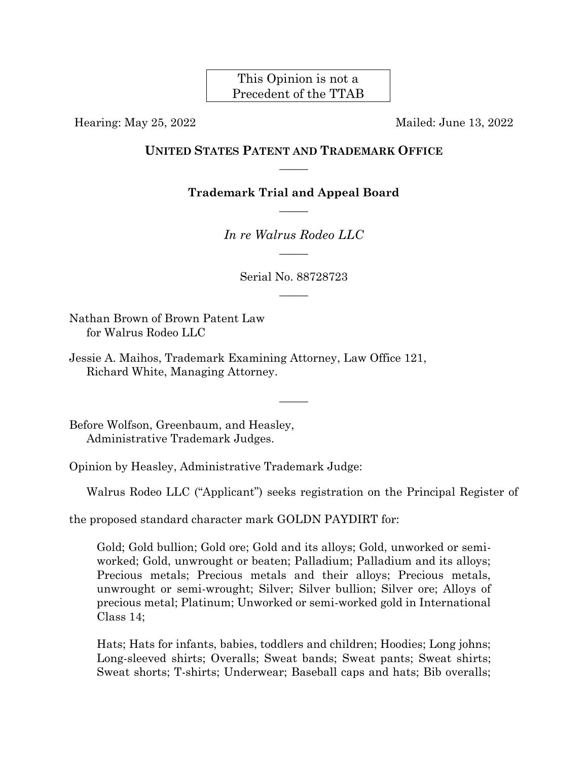This Opinion is not a Precedent of the TTAB

Hearing: May 25, 2022 Mailed: June 13, 2022

**UNITED STATES PATENT AND TRADEMARK OFFICE**

―――――

**Trademark Trial and Appeal Board**

―――――

*In re Walrus Rodeo LLC*

―――――

Serial No. 88728723

―――――

Nathan Brown of Brown Patent Law
for Walrus Rodeo LLC

Jessie A. Maihos, Trademark Examining Attorney, Law Office 121,
Richard White, Managing Attorney.

―――――

Before Wolfson, Greenbaum, and Heasley,
Administrative Trademark Judges.

Opinion by Heasley, Administrative Trademark Judge:

Walrus Rodeo LLC ("Applicant") seeks registration on the Principal Register of the proposed standard character mark GOLDN PAYDIRT for:

> Gold; Gold bullion; Gold ore; Gold and its alloys; Gold, unworked or semi-worked; Gold, unwrought or beaten; Palladium; Palladium and its alloys; Precious metals; Precious metals and their alloys; Precious metals, unwrought or semi-wrought; Silver; Silver bullion; Silver ore; Alloys of precious metal; Platinum; Unworked or semi-worked gold in International Class 14;
>
> Hats; Hats for infants, babies, toddlers and children; Hoodies; Long johns; Long-sleeved shirts; Overalls; Sweat bands; Sweat pants; Sweat shirts; Sweat shorts; T-shirts; Underwear; Baseball caps and hats; Bib overalls;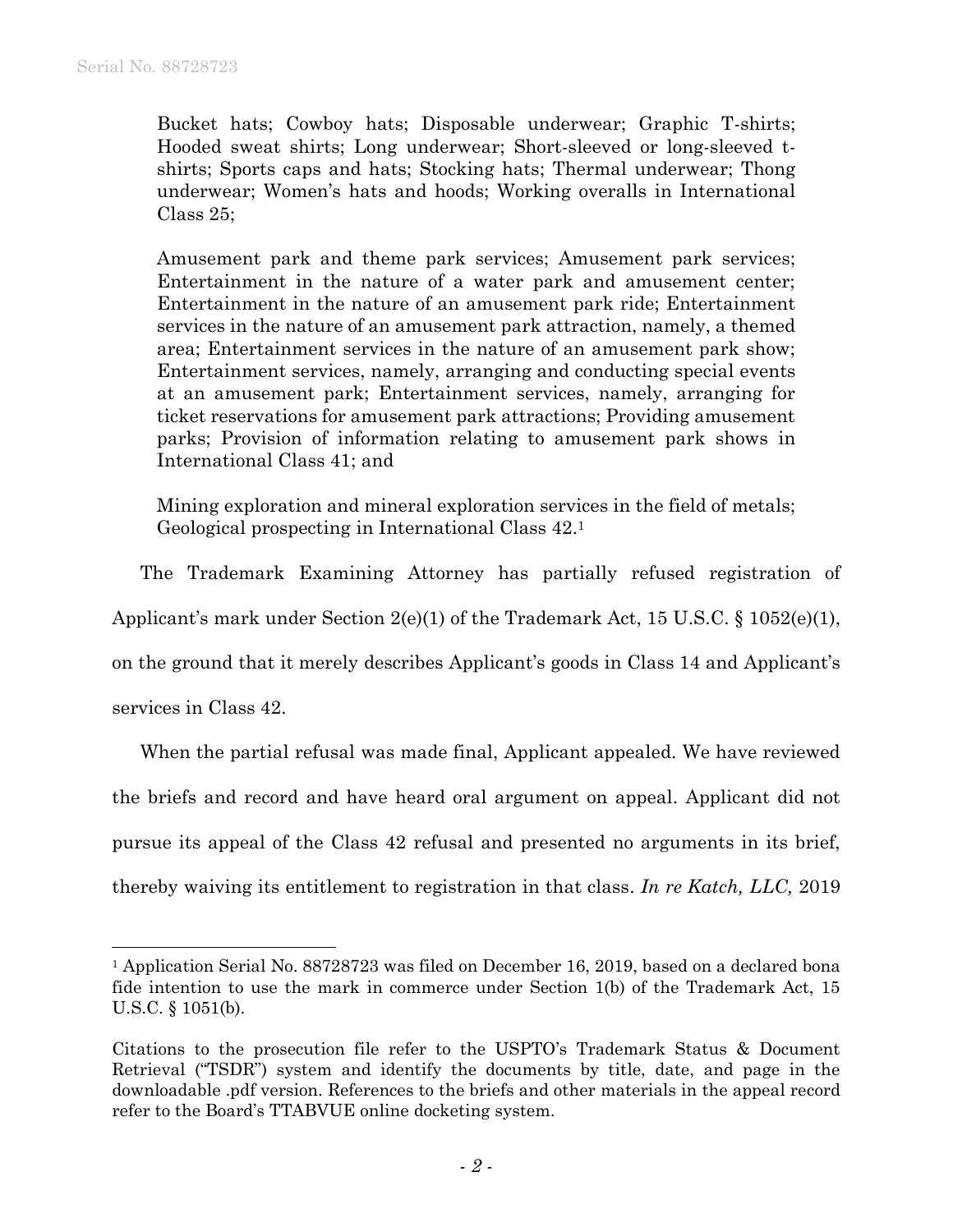Bucket hats; Cowboy hats; Disposable underwear; Graphic T-shirts; Hooded sweat shirts; Long underwear; Short-sleeved or long-sleeved t-shirts; Sports caps and hats; Stocking hats; Thermal underwear; Thong underwear; Women's hats and hoods; Working overalls in International Class 25;

Amusement park and theme park services; Amusement park services; Entertainment in the nature of a water park and amusement center; Entertainment in the nature of an amusement park ride; Entertainment services in the nature of an amusement park attraction, namely, a themed area; Entertainment services in the nature of an amusement park show; Entertainment services, namely, arranging and conducting special events at an amusement park; Entertainment services, namely, arranging for ticket reservations for amusement park attractions; Providing amusement parks; Provision of information relating to amusement park shows in International Class 41; and

Mining exploration and mineral exploration services in the field of metals; Geological prospecting in International Class 42.[1]

The Trademark Examining Attorney has partially refused registration of Applicant's mark under Section 2(e)(1) of the Trademark Act, 15 U.S.C. § 1052(e)(1), on the ground that it merely describes Applicant's goods in Class 14 and Applicant's services in Class 42.

When the partial refusal was made final, Applicant appealed. We have reviewed the briefs and record and have heard oral argument on appeal. Applicant did not pursue its appeal of the Class 42 refusal and presented no arguments in its brief, thereby waiving its entitlement to registration in that class. *In re Katch, LLC,* 2019

---

[1] Application Serial No. 88728723 was filed on December 16, 2019, based on a declared bona fide intention to use the mark in commerce under Section 1(b) of the Trademark Act, 15 U.S.C. § 1051(b).

Citations to the prosecution file refer to the USPTO's Trademark Status & Document Retrieval ("TSDR") system and identify the documents by title, date, and page in the downloadable .pdf version. References to the briefs and other materials in the appeal record refer to the Board's TTABVUE online docketing system.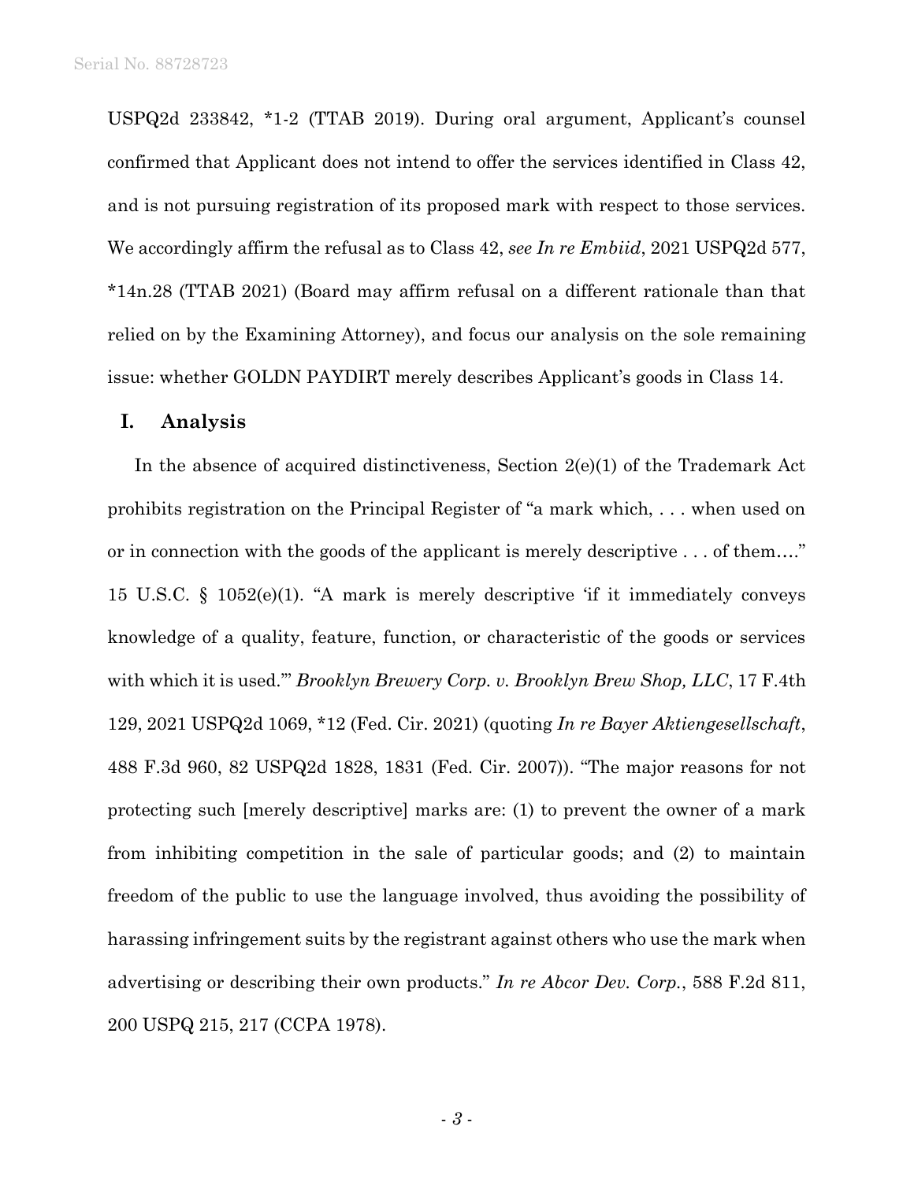USPQ2d 233842, *1-2 (TTAB 2019). During oral argument, Applicant's counsel confirmed that Applicant does not intend to offer the services identified in Class 42, and is not pursuing registration of its proposed mark with respect to those services. We accordingly affirm the refusal as to Class 42, *see In re Embiid*, 2021 USPQ2d 577, *14n.28 (TTAB 2021) (Board may affirm refusal on a different rationale than that relied on by the Examining Attorney), and focus our analysis on the sole remaining issue: whether GOLDN PAYDIRT merely describes Applicant's goods in Class 14.

## I. Analysis

In the absence of acquired distinctiveness, Section 2(e)(1) of the Trademark Act prohibits registration on the Principal Register of "a mark which, . . . when used on or in connection with the goods of the applicant is merely descriptive . . . of them…." 15 U.S.C. § 1052(e)(1). "A mark is merely descriptive 'if it immediately conveys knowledge of a quality, feature, function, or characteristic of the goods or services with which it is used.'" *Brooklyn Brewery Corp. v. Brooklyn Brew Shop, LLC*, 17 F.4th 129, 2021 USPQ2d 1069, *12 (Fed. Cir. 2021) (quoting *In re Bayer Aktiengesellschaft*, 488 F.3d 960, 82 USPQ2d 1828, 1831 (Fed. Cir. 2007)). "The major reasons for not protecting such [merely descriptive] marks are: (1) to prevent the owner of a mark from inhibiting competition in the sale of particular goods; and (2) to maintain freedom of the public to use the language involved, thus avoiding the possibility of harassing infringement suits by the registrant against others who use the mark when advertising or describing their own products." *In re Abcor Dev. Corp.*, 588 F.2d 811, 200 USPQ 215, 217 (CCPA 1978).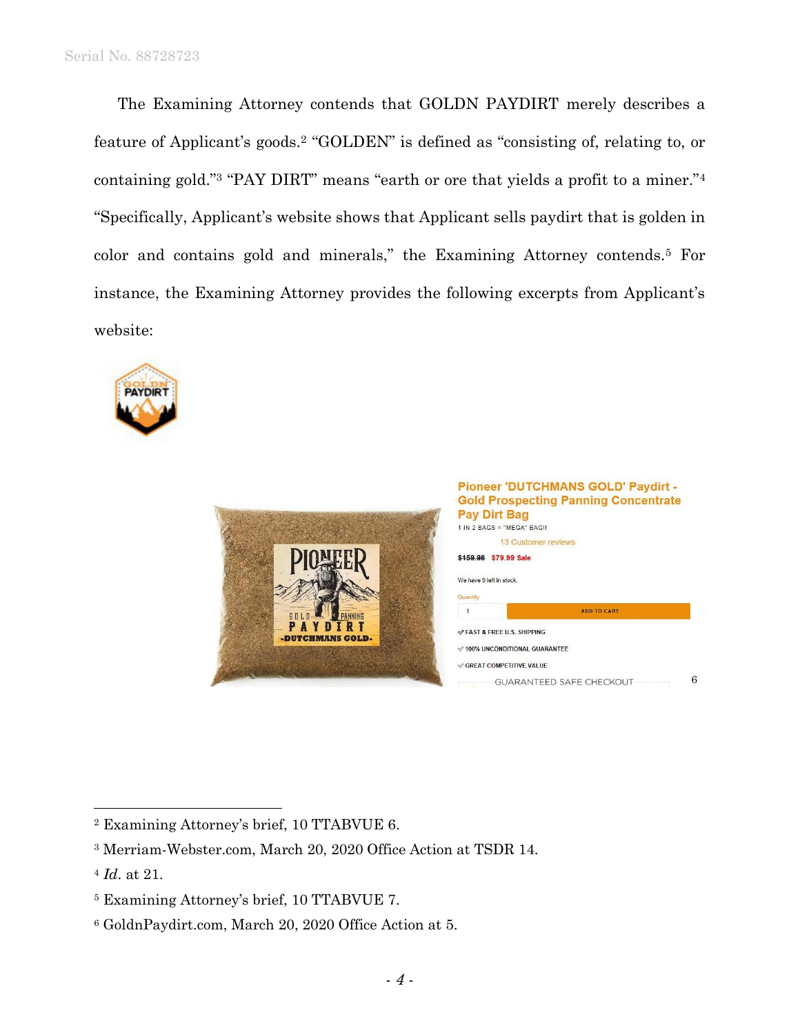The Examining Attorney contends that GOLDN PAYDIRT merely describes a feature of Applicant's goods.[2] "GOLDEN" is defined as "consisting of, relating to, or containing gold."[3] "PAY DIRT" means "earth or ore that yields a profit to a miner."[4] "Specifically, Applicant's website shows that Applicant sells paydirt that is golden in color and contains gold and minerals," the Examining Attorney contends.[5] For instance, the Examining Attorney provides the following excerpts from Applicant's website:

GOLDN PAYDIRT

PIONEER GOLD PANNING PAYDIRT -DUTCHMANS GOLD-

**Pioneer 'DUTCHMANS GOLD' Paydirt - Gold Prospecting Panning Concentrate Pay Dirt Bag**

1 IN 2 BAGS = "MEGA" BAG!!

13 Customer reviews

~~$159.98~~ $79.99 Sale

We have 9 left in stock.

Quantity

1 ADD TO CART

✓ FAST & FREE U.S. SHIPPING

✓ 100% UNCONDITIONAL GUARANTEE

✓ GREAT COMPETITIVE VALUE

GUARANTEED SAFE CHECKOUT [6]

---

[2] Examining Attorney's brief, 10 TTABVUE 6.

[3] Merriam-Webster.com, March 20, 2020 Office Action at TSDR 14.

[4] *Id*. at 21.

[5] Examining Attorney's brief, 10 TTABVUE 7.

[6] GoldnPaydirt.com, March 20, 2020 Office Action at 5.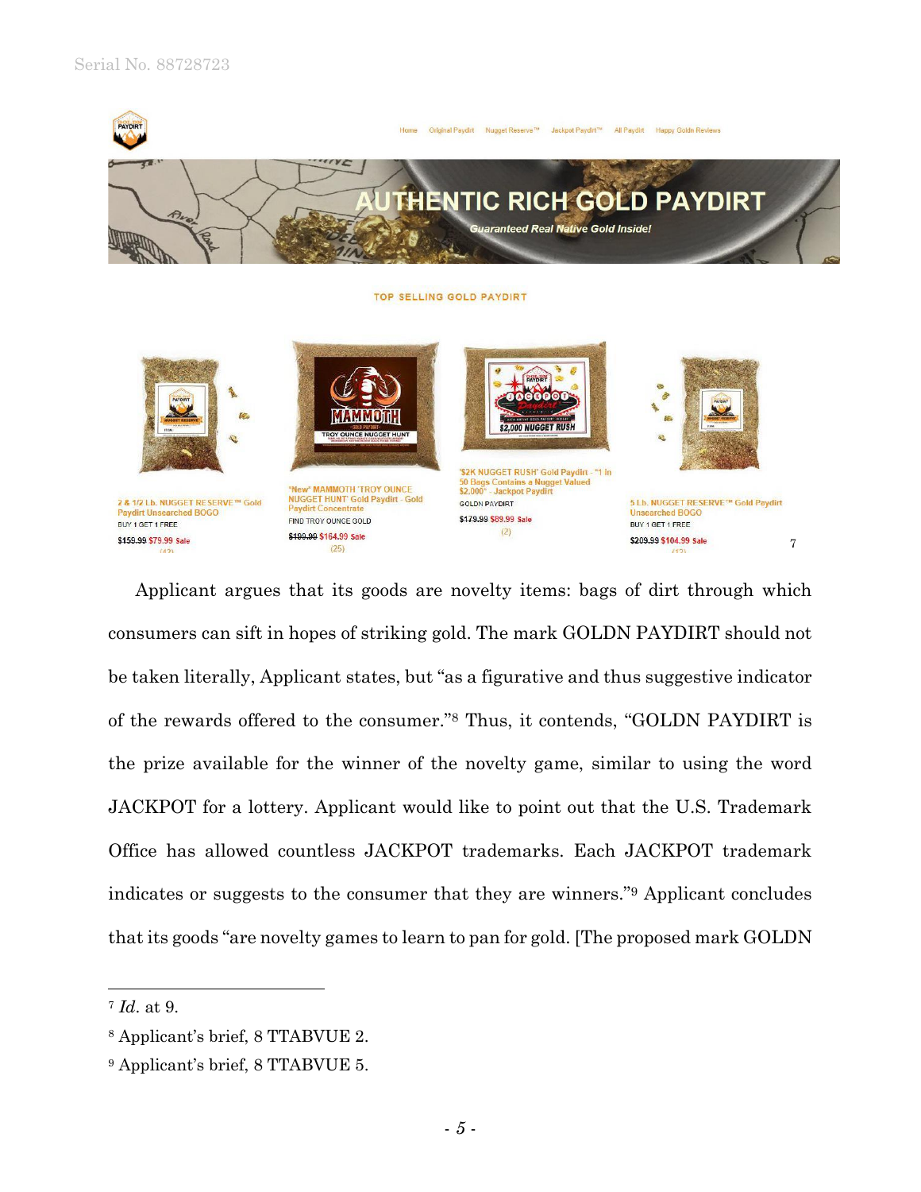Applicant argues that its goods are novelty items: bags of dirt through which consumers can sift in hopes of striking gold. The mark GOLDN PAYDIRT should not be taken literally, Applicant states, but "as a figurative and thus suggestive indicator of the rewards offered to the consumer."[8] Thus, it contends, "GOLDN PAYDIRT is the prize available for the winner of the novelty game, similar to using the word JACKPOT for a lottery. Applicant would like to point out that the U.S. Trademark Office has allowed countless JACKPOT trademarks. Each JACKPOT trademark indicates or suggests to the consumer that they are winners."[9] Applicant concludes that its goods "are novelty games to learn to pan for gold. [The proposed mark GOLDN

---

[7] *Id*. at 9.

[8] Applicant's brief, 8 TTABVUE 2.

[9] Applicant's brief, 8 TTABVUE 5.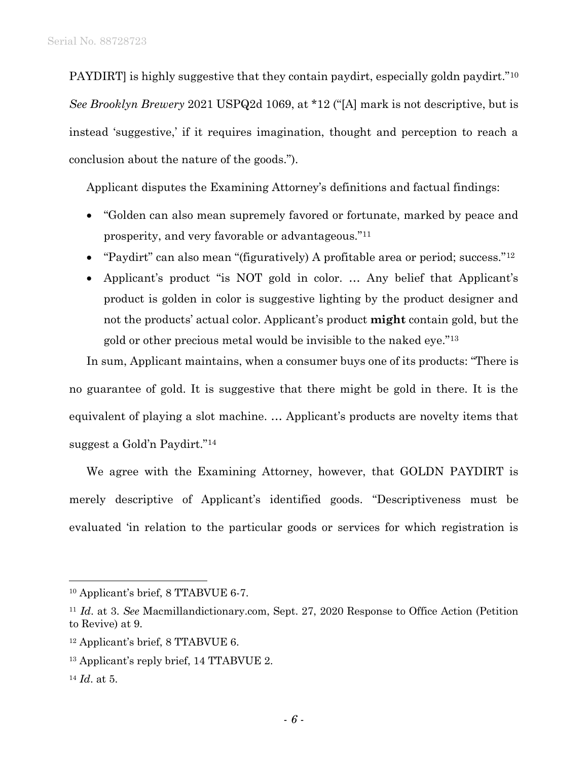PAYDIRT] is highly suggestive that they contain paydirt, especially goldn paydirt."[10] *See Brooklyn Brewery* 2021 USPQ2d 1069, at *12 ("[A] mark is not descriptive, but is instead 'suggestive,' if it requires imagination, thought and perception to reach a conclusion about the nature of the goods.").

Applicant disputes the Examining Attorney's definitions and factual findings:

- "Golden can also mean supremely favored or fortunate, marked by peace and prosperity, and very favorable or advantageous."[11]
- "Paydirt" can also mean "(figuratively) A profitable area or period; success."[12]
- Applicant's product "is NOT gold in color. … Any belief that Applicant's product is golden in color is suggestive lighting by the product designer and not the products' actual color. Applicant's product **might** contain gold, but the gold or other precious metal would be invisible to the naked eye."[13]

In sum, Applicant maintains, when a consumer buys one of its products: "There is no guarantee of gold. It is suggestive that there might be gold in there. It is the equivalent of playing a slot machine. … Applicant's products are novelty items that suggest a Gold'n Paydirt."[14]

We agree with the Examining Attorney, however, that GOLDN PAYDIRT is merely descriptive of Applicant's identified goods. "Descriptiveness must be evaluated 'in relation to the particular goods or services for which registration is

---

[10] Applicant's brief, 8 TTABVUE 6-7.

[11] *Id*. at 3. *See* Macmillandictionary.com, Sept. 27, 2020 Response to Office Action (Petition to Revive) at 9.

[12] Applicant's brief, 8 TTABVUE 6.

[13] Applicant's reply brief, 14 TTABVUE 2.

[14] *Id*. at 5.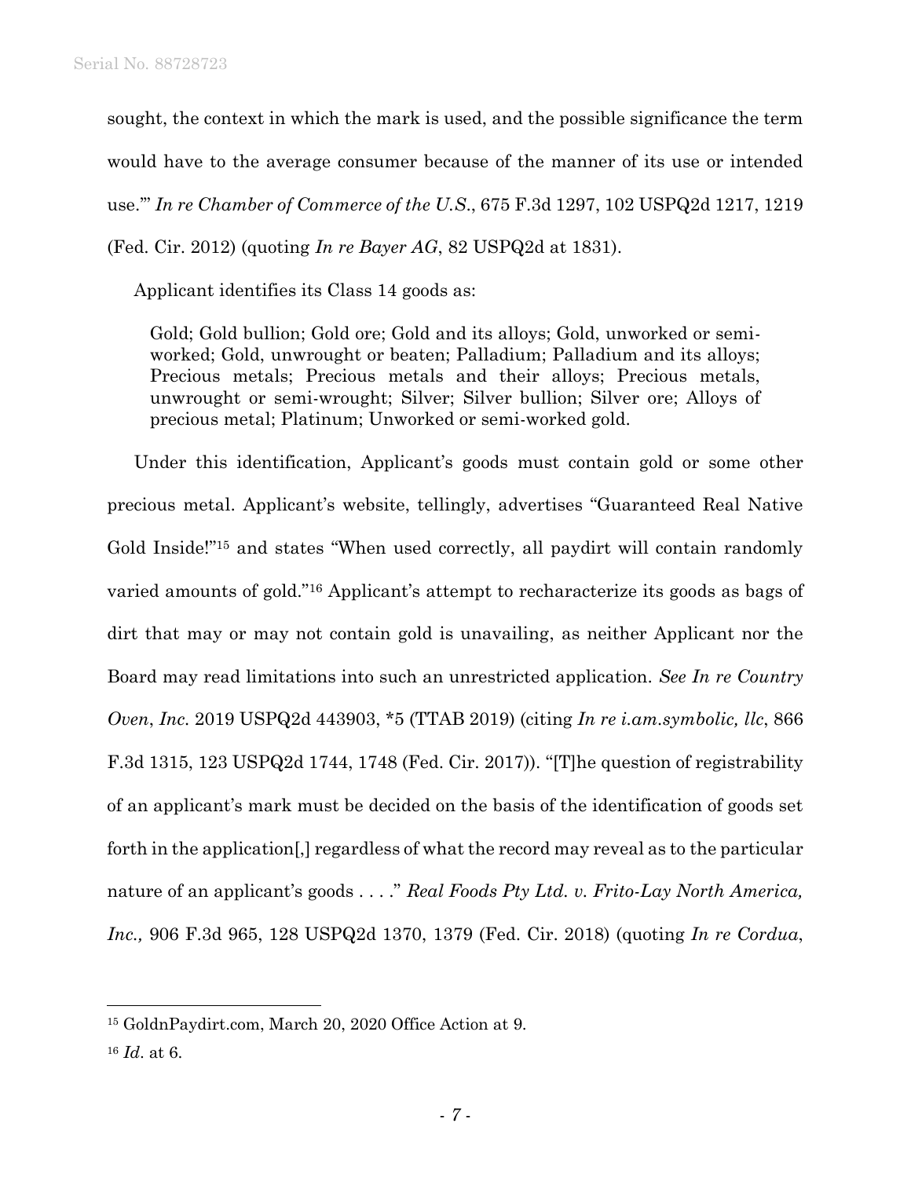sought, the context in which the mark is used, and the possible significance the term would have to the average consumer because of the manner of its use or intended use.'" *In re Chamber of Commerce of the U.S.*, 675 F.3d 1297, 102 USPQ2d 1217, 1219 (Fed. Cir. 2012) (quoting *In re Bayer AG*, 82 USPQ2d at 1831).

Applicant identifies its Class 14 goods as:

> Gold; Gold bullion; Gold ore; Gold and its alloys; Gold, unworked or semi-worked; Gold, unwrought or beaten; Palladium; Palladium and its alloys; Precious metals; Precious metals and their alloys; Precious metals, unwrought or semi-wrought; Silver; Silver bullion; Silver ore; Alloys of precious metal; Platinum; Unworked or semi-worked gold.

Under this identification, Applicant's goods must contain gold or some other precious metal. Applicant's website, tellingly, advertises "Guaranteed Real Native Gold Inside!"[15] and states "When used correctly, all paydirt will contain randomly varied amounts of gold."[16] Applicant's attempt to recharacterize its goods as bags of dirt that may or may not contain gold is unavailing, as neither Applicant nor the Board may read limitations into such an unrestricted application. *See In re Country Oven, Inc.* 2019 USPQ2d 443903, *5 (TTAB 2019) (citing *In re i.am.symbolic, llc*, 866 F.3d 1315, 123 USPQ2d 1744, 1748 (Fed. Cir. 2017)). "[T]he question of registrability of an applicant's mark must be decided on the basis of the identification of goods set forth in the application[,] regardless of what the record may reveal as to the particular nature of an applicant's goods . . . ." *Real Foods Pty Ltd. v. Frito-Lay North America, Inc.,* 906 F.3d 965, 128 USPQ2d 1370, 1379 (Fed. Cir. 2018) (quoting *In re Cordua*,

---

[15] GoldnPaydirt.com, March 20, 2020 Office Action at 9.

[16] *Id*. at 6.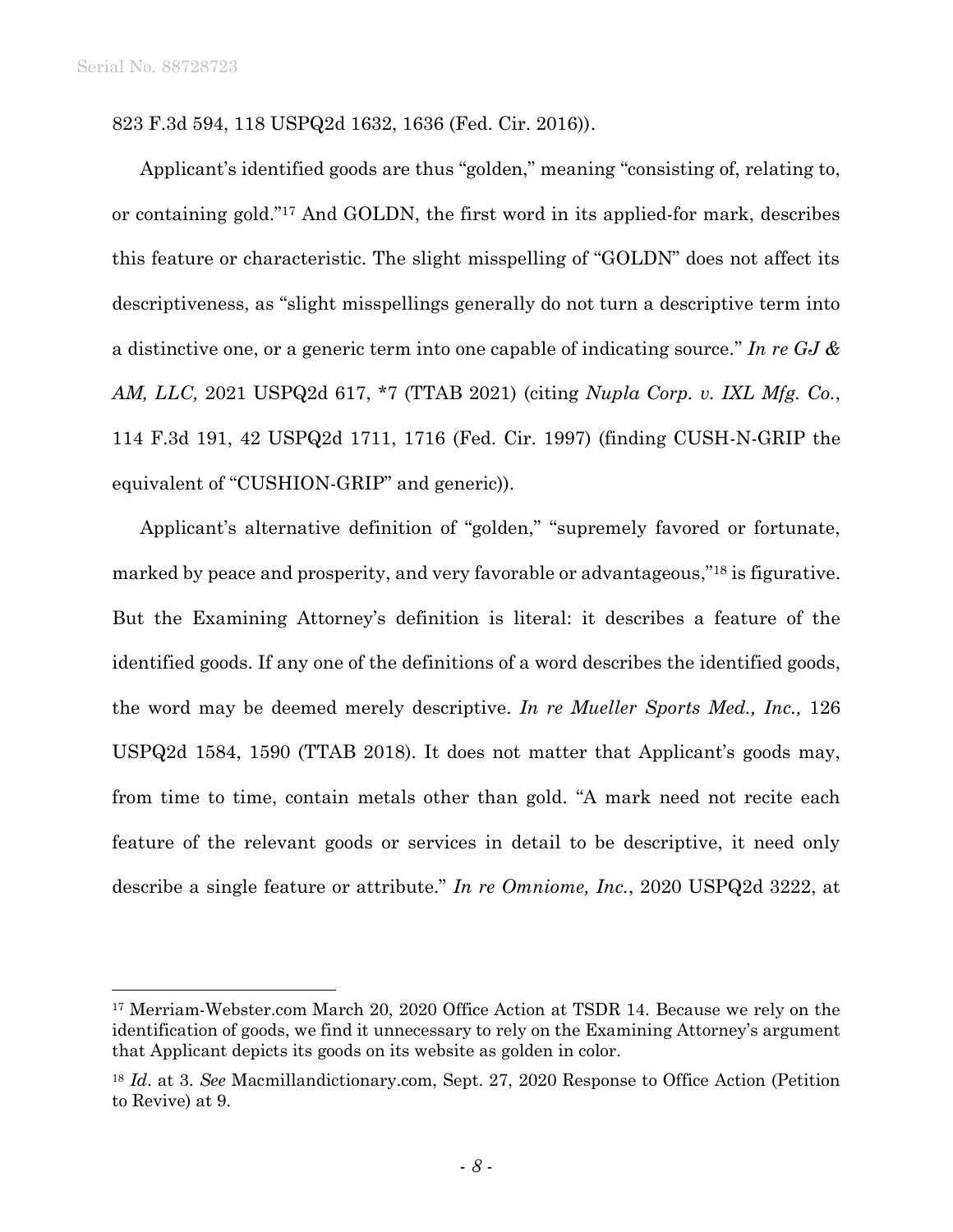823 F.3d 594, 118 USPQ2d 1632, 1636 (Fed. Cir. 2016)).

Applicant's identified goods are thus "golden," meaning "consisting of, relating to, or containing gold."[17] And GOLDN, the first word in its applied-for mark, describes this feature or characteristic. The slight misspelling of "GOLDN" does not affect its descriptiveness, as "slight misspellings generally do not turn a descriptive term into a distinctive one, or a generic term into one capable of indicating source." *In re GJ & AM, LLC,* 2021 USPQ2d 617, *7 (TTAB 2021) (citing *Nupla Corp. v. IXL Mfg. Co.*, 114 F.3d 191, 42 USPQ2d 1711, 1716 (Fed. Cir. 1997) (finding CUSH-N-GRIP the equivalent of "CUSHION-GRIP" and generic)).

Applicant's alternative definition of "golden," "supremely favored or fortunate, marked by peace and prosperity, and very favorable or advantageous,"[18] is figurative. But the Examining Attorney's definition is literal: it describes a feature of the identified goods. If any one of the definitions of a word describes the identified goods, the word may be deemed merely descriptive. *In re Mueller Sports Med., Inc.,* 126 USPQ2d 1584, 1590 (TTAB 2018). It does not matter that Applicant's goods may, from time to time, contain metals other than gold. "A mark need not recite each feature of the relevant goods or services in detail to be descriptive, it need only describe a single feature or attribute." *In re Omniome, Inc.*, 2020 USPQ2d 3222, at

---

[17] Merriam-Webster.com March 20, 2020 Office Action at TSDR 14. Because we rely on the identification of goods, we find it unnecessary to rely on the Examining Attorney's argument that Applicant depicts its goods on its website as golden in color.

[18] *Id*. at 3. *See* Macmillandictionary.com, Sept. 27, 2020 Response to Office Action (Petition to Revive) at 9.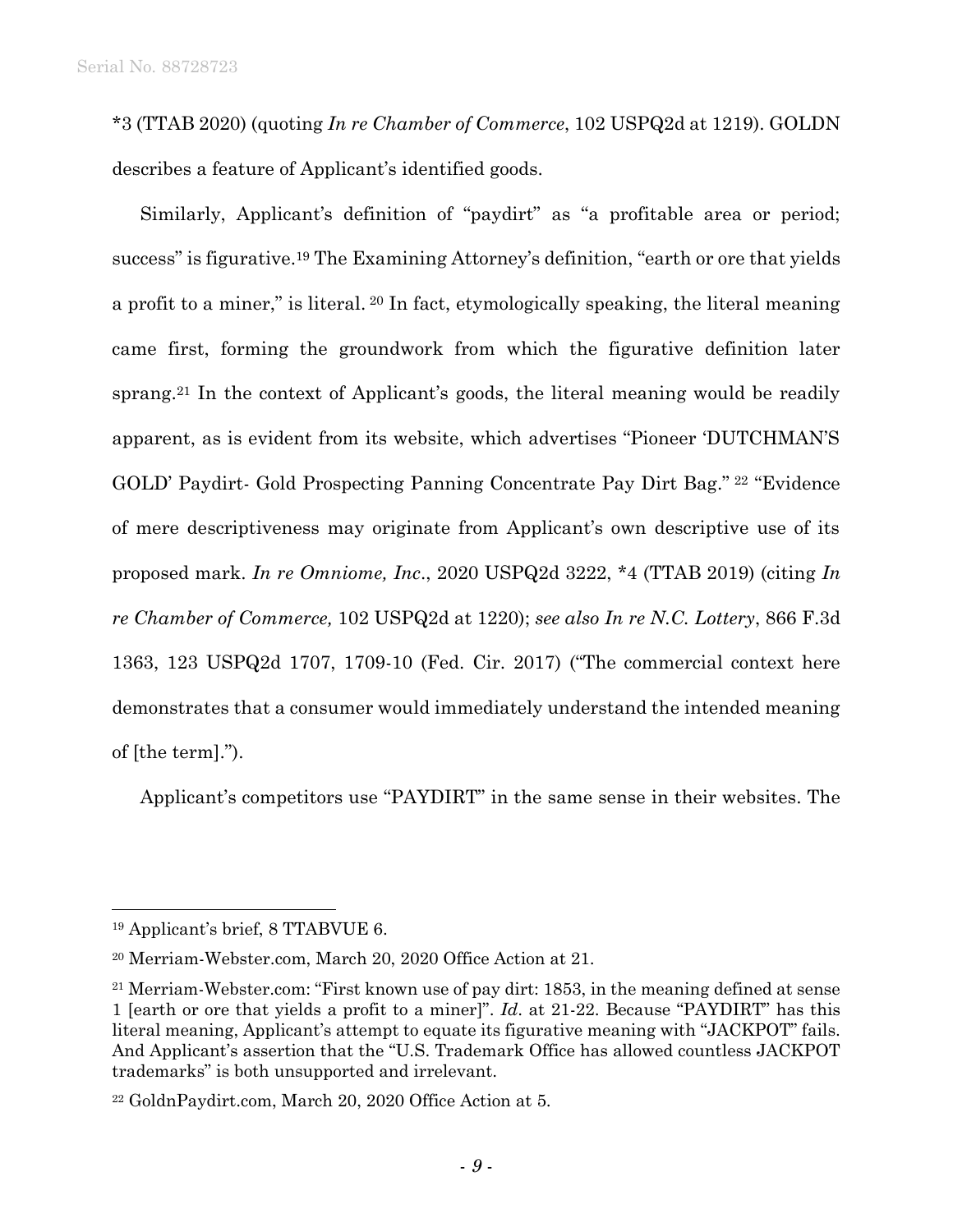*3 (TTAB 2020) (quoting *In re Chamber of Commerce*, 102 USPQ2d at 1219). GOLDN describes a feature of Applicant's identified goods.

Similarly, Applicant's definition of "paydirt" as "a profitable area or period; success" is figurative.[19] The Examining Attorney's definition, "earth or ore that yields a profit to a miner," is literal.[20] In fact, etymologically speaking, the literal meaning came first, forming the groundwork from which the figurative definition later sprang.[21] In the context of Applicant's goods, the literal meaning would be readily apparent, as is evident from its website, which advertises "Pioneer 'DUTCHMAN'S GOLD' Paydirt- Gold Prospecting Panning Concentrate Pay Dirt Bag."[22] "Evidence of mere descriptiveness may originate from Applicant's own descriptive use of its proposed mark. *In re Omniome, Inc*., 2020 USPQ2d 3222, *4 (TTAB 2019) (citing *In re Chamber of Commerce,* 102 USPQ2d at 1220); *see also In re N.C. Lottery*, 866 F.3d 1363, 123 USPQ2d 1707, 1709-10 (Fed. Cir. 2017) ("The commercial context here demonstrates that a consumer would immediately understand the intended meaning of [the term].").

Applicant's competitors use "PAYDIRT" in the same sense in their websites. The

---

[19] Applicant's brief, 8 TTABVUE 6.

[20] Merriam-Webster.com, March 20, 2020 Office Action at 21.

[21] Merriam-Webster.com: "First known use of pay dirt: 1853, in the meaning defined at sense 1 [earth or ore that yields a profit to a miner]". *Id*. at 21-22. Because "PAYDIRT" has this literal meaning, Applicant's attempt to equate its figurative meaning with "JACKPOT" fails. And Applicant's assertion that the "U.S. Trademark Office has allowed countless JACKPOT trademarks" is both unsupported and irrelevant.

[22] GoldnPaydirt.com, March 20, 2020 Office Action at 5.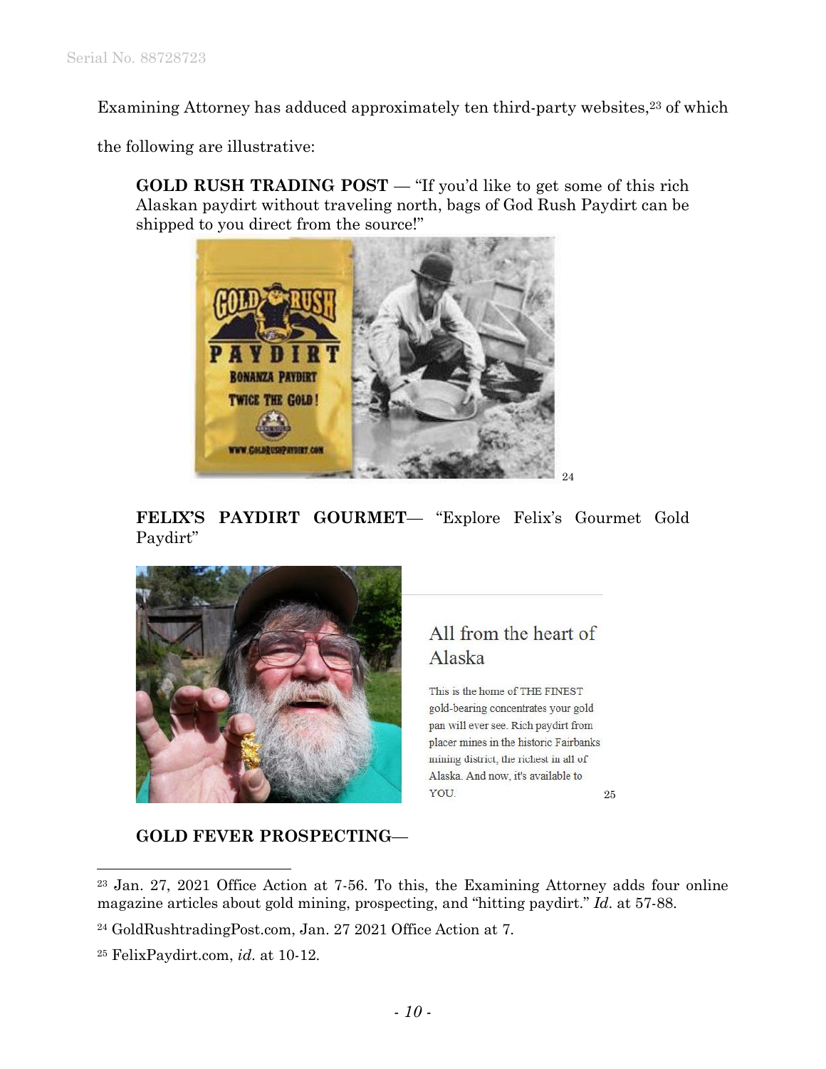Examining Attorney has adduced approximately ten third-party websites,[23] of which the following are illustrative:

> **GOLD RUSH TRADING POST** — "If you'd like to get some of this rich Alaskan paydirt without traveling north, bags of God Rush Paydirt can be shipped to you direct from the source!"
>
> [24]
>
> **FELIX'S PAYDIRT GOURMET**— "Explore Felix's Gourmet Gold Paydirt"
>
> All from the heart of Alaska
>
> This is the home of THE FINEST gold-bearing concentrates your gold pan will ever see. Rich paydirt from placer mines in the historic Fairbanks mining district, the richest in all of Alaska. And now, it's available to YOU. [25]
>
> **GOLD FEVER PROSPECTING**—

---

[23] Jan. 27, 2021 Office Action at 7-56. To this, the Examining Attorney adds four online magazine articles about gold mining, prospecting, and "hitting paydirt." *Id*. at 57-88.

[24] GoldRushtradingPost.com, Jan. 27 2021 Office Action at 7.

[25] FelixPaydirt.com, *id*. at 10-12.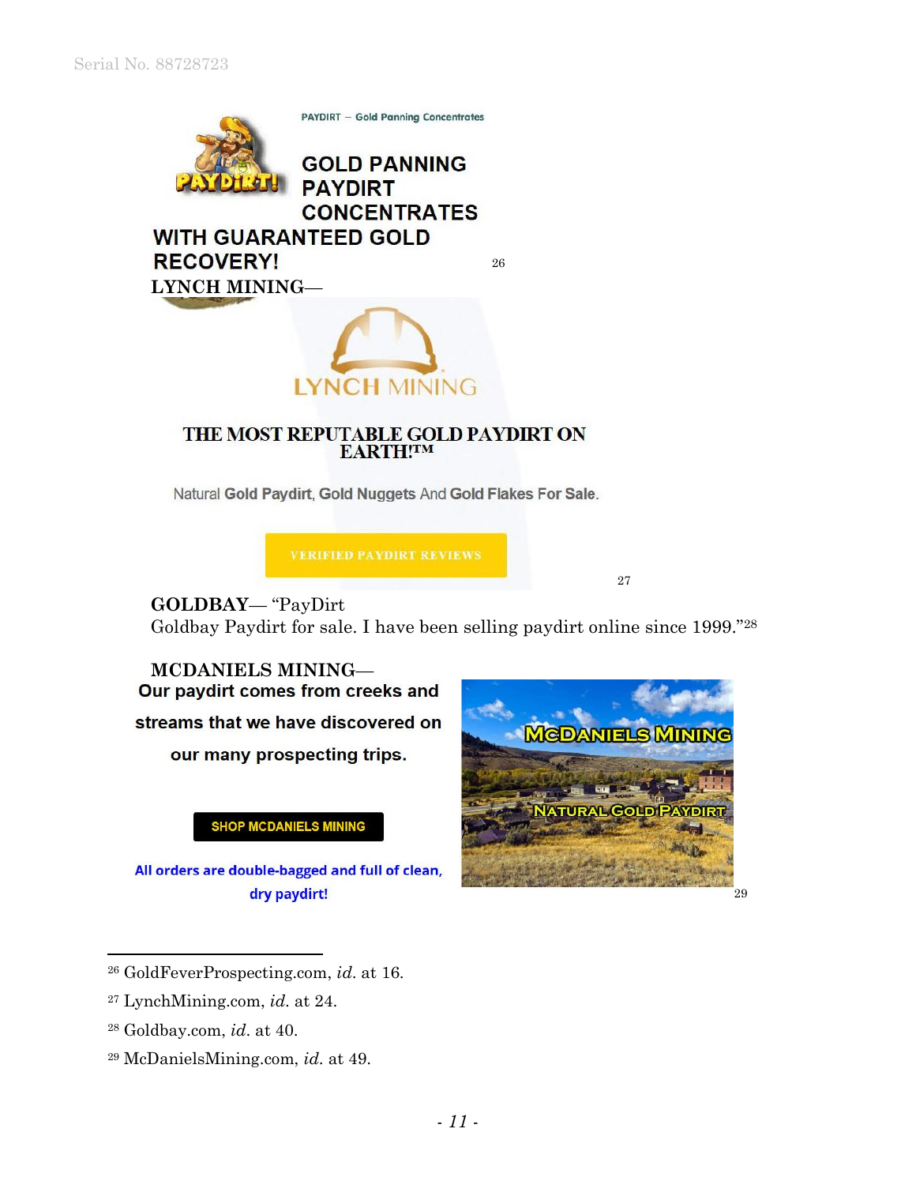PAYDIRT – Gold Panning Concentrates

GOLD PANNING PAYDIRT CONCENTRATES WITH GUARANTEED GOLD RECOVERY! [26]

**LYNCH MINING—**

LYNCH MINING

THE MOST REPUTABLE GOLD PAYDIRT ON EARTH!™

Natural **Gold Paydirt**, **Gold Nuggets** And **Gold Flakes For Sale**.

VERIFIED PAYDIRT REVIEWS [27]

**GOLDBAY**— "PayDirt
Goldbay Paydirt for sale. I have been selling paydirt online since 1999."[28]

**MCDANIELS MINING—**

**Our paydirt comes from creeks and streams that we have discovered on our many prospecting trips.**

SHOP MCDANIELS MINING

**All orders are double-bagged and full of clean, dry paydirt!**

MCDANIELS MINING
NATURAL GOLD PAYDIRT [29]

---

[26] GoldFeverProspecting.com, *id.* at 16.

[27] LynchMining.com, *id.* at 24.

[28] Goldbay.com, *id.* at 40.

[29] McDanielsMining.com, *id.* at 49.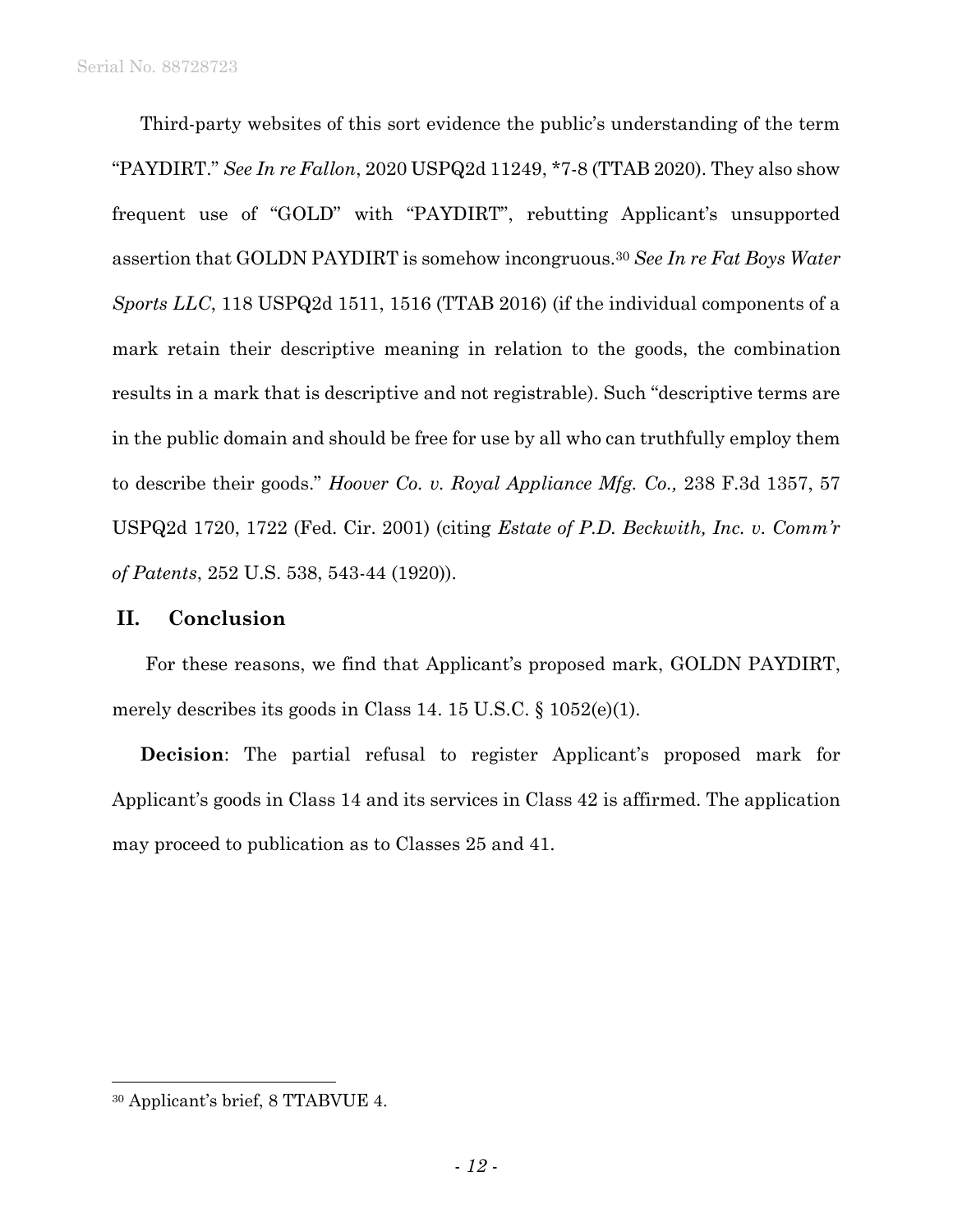Third-party websites of this sort evidence the public's understanding of the term "PAYDIRT." *See In re Fallon*, 2020 USPQ2d 11249, *7-8 (TTAB 2020). They also show frequent use of "GOLD" with "PAYDIRT", rebutting Applicant's unsupported assertion that GOLDN PAYDIRT is somehow incongruous.[30] *See In re Fat Boys Water Sports LLC*, 118 USPQ2d 1511, 1516 (TTAB 2016) (if the individual components of a mark retain their descriptive meaning in relation to the goods, the combination results in a mark that is descriptive and not registrable). Such "descriptive terms are in the public domain and should be free for use by all who can truthfully employ them to describe their goods." *Hoover Co. v. Royal Appliance Mfg. Co.,* 238 F.3d 1357, 57 USPQ2d 1720, 1722 (Fed. Cir. 2001) (citing *Estate of P.D. Beckwith, Inc. v. Comm'r of Patents*, 252 U.S. 538, 543-44 (1920)).

## II. Conclusion

For these reasons, we find that Applicant's proposed mark, GOLDN PAYDIRT, merely describes its goods in Class 14. 15 U.S.C. § 1052(e)(1).

**Decision**: The partial refusal to register Applicant's proposed mark for Applicant's goods in Class 14 and its services in Class 42 is affirmed. The application may proceed to publication as to Classes 25 and 41.

---

[30] Applicant's brief, 8 TTABVUE 4.